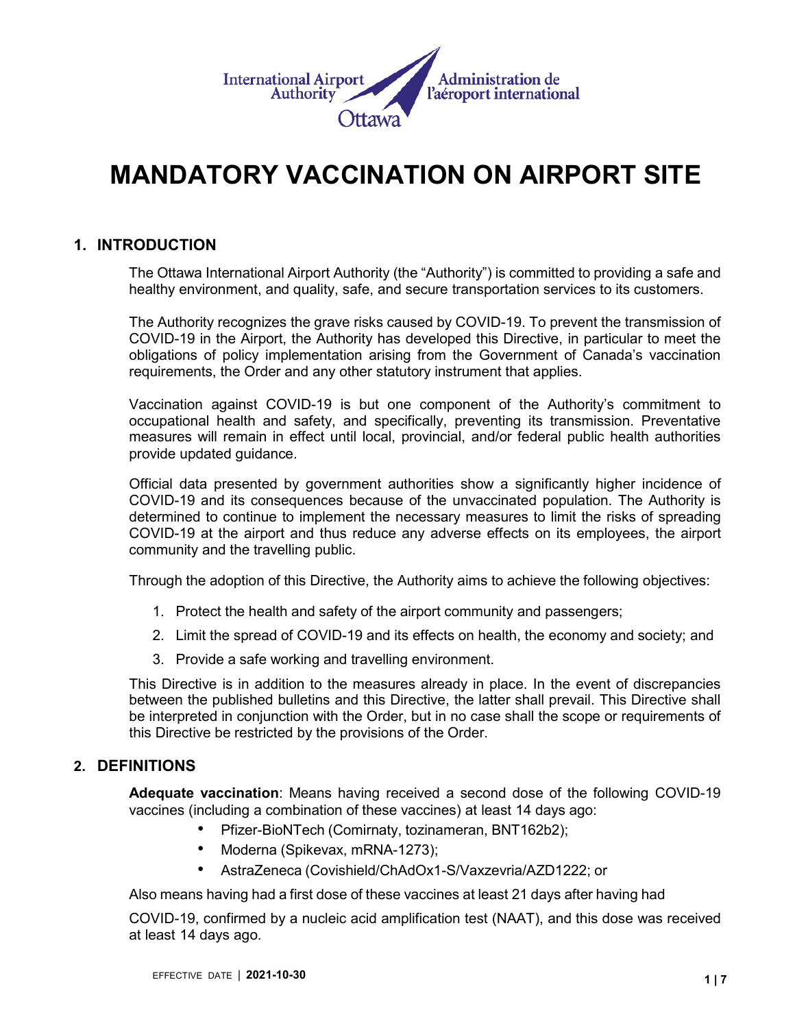International Airport Authority — Administration de l'aéroport international — Ottawa

# MANDATORY VACCINATION ON AIRPORT SITE

## 1. INTRODUCTION

The Ottawa International Airport Authority (the "Authority") is committed to providing a safe and healthy environment, and quality, safe, and secure transportation services to its customers.

The Authority recognizes the grave risks caused by COVID-19. To prevent the transmission of COVID-19 in the Airport, the Authority has developed this Directive, in particular to meet the obligations of policy implementation arising from the Government of Canada's vaccination requirements, the Order and any other statutory instrument that applies.

Vaccination against COVID-19 is but one component of the Authority's commitment to occupational health and safety, and specifically, preventing its transmission. Preventative measures will remain in effect until local, provincial, and/or federal public health authorities provide updated guidance.

Official data presented by government authorities show a significantly higher incidence of COVID-19 and its consequences because of the unvaccinated population. The Authority is determined to continue to implement the necessary measures to limit the risks of spreading COVID-19 at the airport and thus reduce any adverse effects on its employees, the airport community and the travelling public.

Through the adoption of this Directive, the Authority aims to achieve the following objectives:

1. Protect the health and safety of the airport community and passengers;
2. Limit the spread of COVID-19 and its effects on health, the economy and society; and
3. Provide a safe working and travelling environment.

This Directive is in addition to the measures already in place. In the event of discrepancies between the published bulletins and this Directive, the latter shall prevail. This Directive shall be interpreted in conjunction with the Order, but in no case shall the scope or requirements of this Directive be restricted by the provisions of the Order.

## 2. DEFINITIONS

**Adequate vaccination**: Means having received a second dose of the following COVID-19 vaccines (including a combination of these vaccines) at least 14 days ago:

- Pfizer-BioNTech (Comirnaty, tozinameran, BNT162b2);
- Moderna (Spikevax, mRNA-1273);
- AstraZeneca (Covishield/ChAdOx1-S/Vaxzevria/AZD1222; or

Also means having had a first dose of these vaccines at least 21 days after having had

COVID-19, confirmed by a nucleic acid amplification test (NAAT), and this dose was received at least 14 days ago.

EFFECTIVE DATE | **2021-10-30**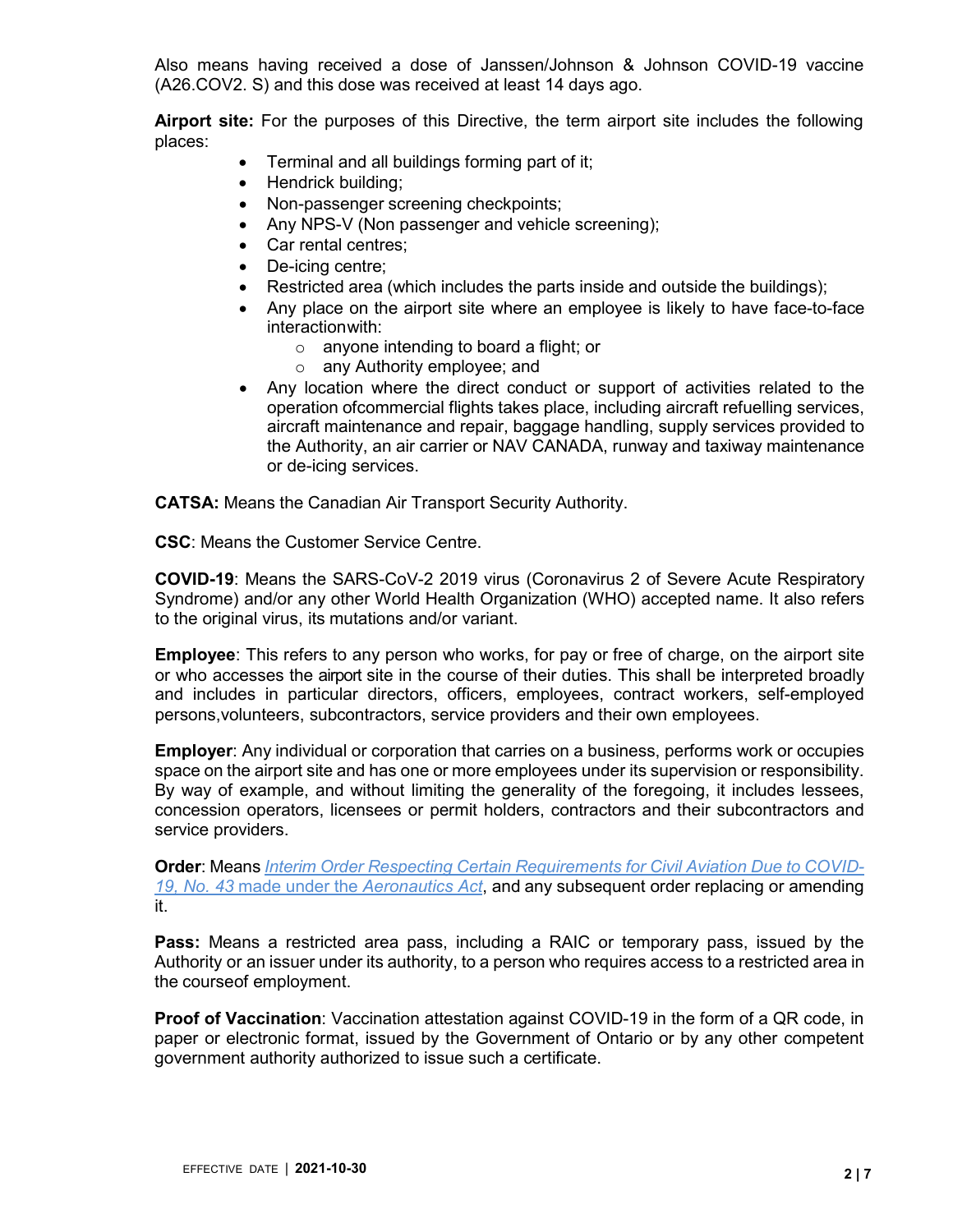Also means having received a dose of Janssen/Johnson & Johnson COVID-19 vaccine (A26.COV2. S) and this dose was received at least 14 days ago.

**Airport site:** For the purposes of this Directive, the term airport site includes the following places:

- Terminal and all buildings forming part of it;
- Hendrick building;
- Non-passenger screening checkpoints;
- Any NPS-V (Non passenger and vehicle screening);
- Car rental centres;
- De-icing centre;
- Restricted area (which includes the parts inside and outside the buildings);
- Any place on the airport site where an employee is likely to have face-to-face interactionwith:
  - anyone intending to board a flight; or
  - any Authority employee; and
- Any location where the direct conduct or support of activities related to the operation ofcommercial flights takes place, including aircraft refuelling services, aircraft maintenance and repair, baggage handling, supply services provided to the Authority, an air carrier or NAV CANADA, runway and taxiway maintenance or de-icing services.

**CATSA:** Means the Canadian Air Transport Security Authority.

**CSC**: Means the Customer Service Centre.

**COVID-19**: Means the SARS-CoV-2 2019 virus (Coronavirus 2 of Severe Acute Respiratory Syndrome) and/or any other World Health Organization (WHO) accepted name. It also refers to the original virus, its mutations and/or variant.

**Employee**: This refers to any person who works, for pay or free of charge, on the airport site or who accesses the airport site in the course of their duties. This shall be interpreted broadly and includes in particular directors, officers, employees, contract workers, self-employed persons,volunteers, subcontractors, service providers and their own employees.

**Employer**: Any individual or corporation that carries on a business, performs work or occupies space on the airport site and has one or more employees under its supervision or responsibility. By way of example, and without limiting the generality of the foregoing, it includes lessees, concession operators, licensees or permit holders, contractors and their subcontractors and service providers.

**Order**: Means *Interim Order Respecting Certain Requirements for Civil Aviation Due to COVID-19, No. 43* made under the *Aeronautics Act*, and any subsequent order replacing or amending it.

**Pass:** Means a restricted area pass, including a RAIC or temporary pass, issued by the Authority or an issuer under its authority, to a person who requires access to a restricted area in the courseof employment.

**Proof of Vaccination**: Vaccination attestation against COVID-19 in the form of a QR code, in paper or electronic format, issued by the Government of Ontario or by any other competent government authority authorized to issue such a certificate.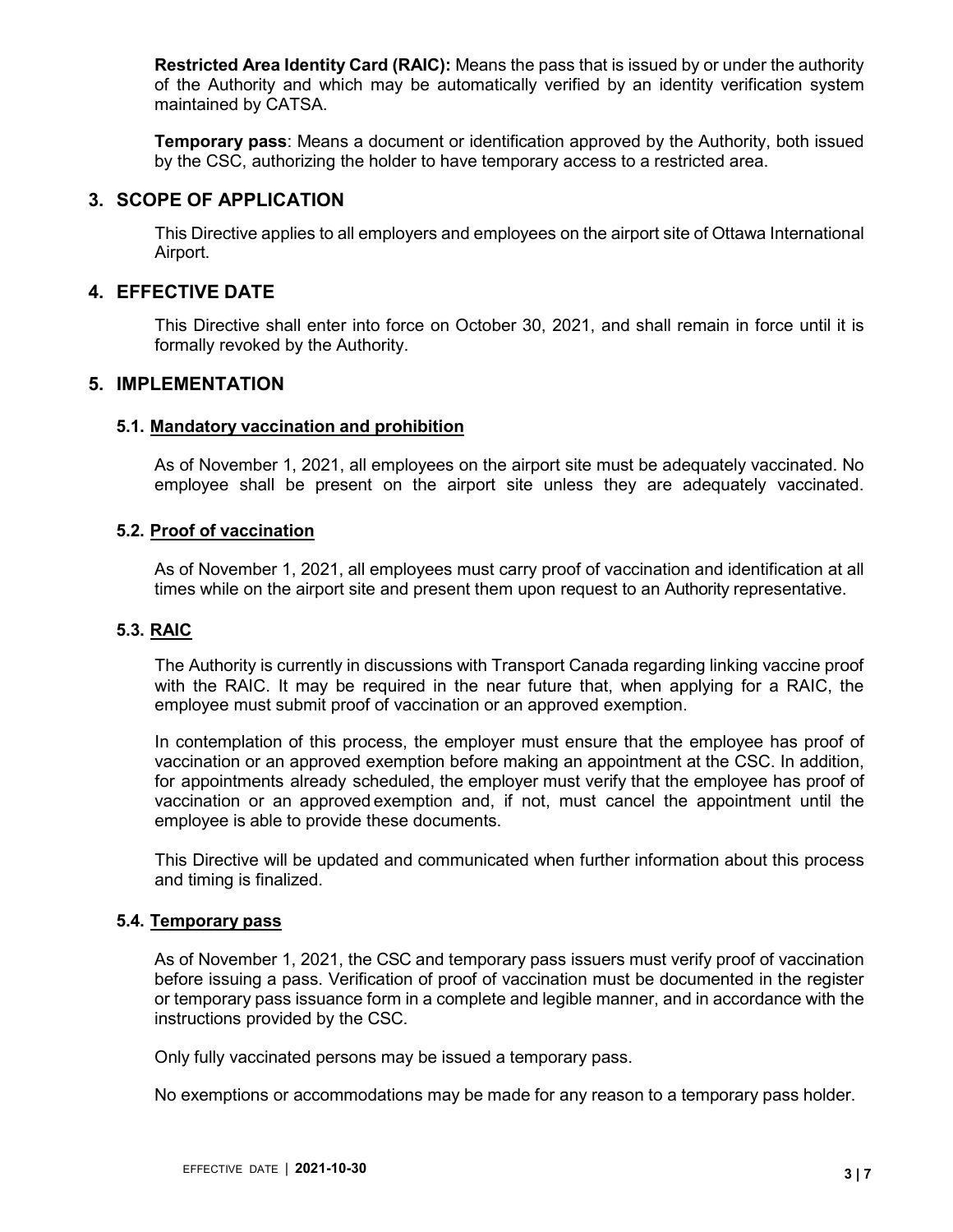**Restricted Area Identity Card (RAIC):** Means the pass that is issued by or under the authority of the Authority and which may be automatically verified by an identity verification system maintained by CATSA.

**Temporary pass**: Means a document or identification approved by the Authority, both issued by the CSC, authorizing the holder to have temporary access to a restricted area.

## 3. SCOPE OF APPLICATION

This Directive applies to all employers and employees on the airport site of Ottawa International Airport.

## 4. EFFECTIVE DATE

This Directive shall enter into force on October 30, 2021, and shall remain in force until it is formally revoked by the Authority.

## 5. IMPLEMENTATION

### 5.1. Mandatory vaccination and prohibition

As of November 1, 2021, all employees on the airport site must be adequately vaccinated. No employee shall be present on the airport site unless they are adequately vaccinated.

### 5.2. Proof of vaccination

As of November 1, 2021, all employees must carry proof of vaccination and identification at all times while on the airport site and present them upon request to an Authority representative.

### 5.3. RAIC

The Authority is currently in discussions with Transport Canada regarding linking vaccine proof with the RAIC. It may be required in the near future that, when applying for a RAIC, the employee must submit proof of vaccination or an approved exemption.

In contemplation of this process, the employer must ensure that the employee has proof of vaccination or an approved exemption before making an appointment at the CSC. In addition, for appointments already scheduled, the employer must verify that the employee has proof of vaccination or an approved exemption and, if not, must cancel the appointment until the employee is able to provide these documents.

This Directive will be updated and communicated when further information about this process and timing is finalized.

### 5.4. Temporary pass

As of November 1, 2021, the CSC and temporary pass issuers must verify proof of vaccination before issuing a pass. Verification of proof of vaccination must be documented in the register or temporary pass issuance form in a complete and legible manner, and in accordance with the instructions provided by the CSC.

Only fully vaccinated persons may be issued a temporary pass.

No exemptions or accommodations may be made for any reason to a temporary pass holder.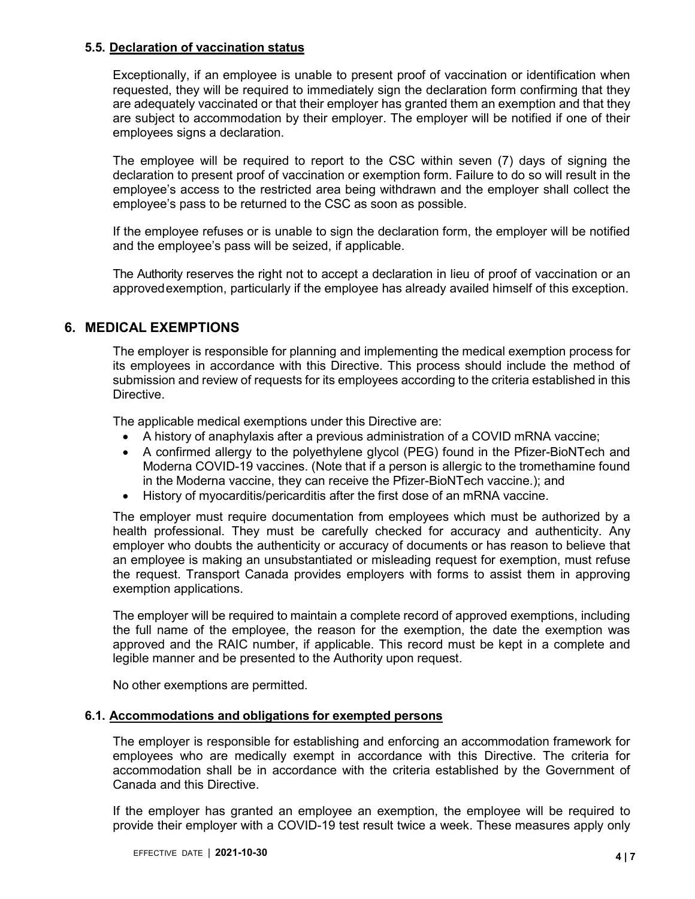### 5.5. Declaration of vaccination status

Exceptionally, if an employee is unable to present proof of vaccination or identification when requested, they will be required to immediately sign the declaration form confirming that they are adequately vaccinated or that their employer has granted them an exemption and that they are subject to accommodation by their employer. The employer will be notified if one of their employees signs a declaration.

The employee will be required to report to the CSC within seven (7) days of signing the declaration to present proof of vaccination or exemption form. Failure to do so will result in the employee's access to the restricted area being withdrawn and the employer shall collect the employee's pass to be returned to the CSC as soon as possible.

If the employee refuses or is unable to sign the declaration form, the employer will be notified and the employee's pass will be seized, if applicable.

The Authority reserves the right not to accept a declaration in lieu of proof of vaccination or an approved exemption, particularly if the employee has already availed himself of this exception.

## 6. MEDICAL EXEMPTIONS

The employer is responsible for planning and implementing the medical exemption process for its employees in accordance with this Directive. This process should include the method of submission and review of requests for its employees according to the criteria established in this Directive.

The applicable medical exemptions under this Directive are:

- A history of anaphylaxis after a previous administration of a COVID mRNA vaccine;
- A confirmed allergy to the polyethylene glycol (PEG) found in the Pfizer-BioNTech and Moderna COVID-19 vaccines. (Note that if a person is allergic to the tromethamine found in the Moderna vaccine, they can receive the Pfizer-BioNTech vaccine.); and
- History of myocarditis/pericarditis after the first dose of an mRNA vaccine.

The employer must require documentation from employees which must be authorized by a health professional. They must be carefully checked for accuracy and authenticity. Any employer who doubts the authenticity or accuracy of documents or has reason to believe that an employee is making an unsubstantiated or misleading request for exemption, must refuse the request. Transport Canada provides employers with forms to assist them in approving exemption applications.

The employer will be required to maintain a complete record of approved exemptions, including the full name of the employee, the reason for the exemption, the date the exemption was approved and the RAIC number, if applicable. This record must be kept in a complete and legible manner and be presented to the Authority upon request.

No other exemptions are permitted.

### 6.1. Accommodations and obligations for exempted persons

The employer is responsible for establishing and enforcing an accommodation framework for employees who are medically exempt in accordance with this Directive. The criteria for accommodation shall be in accordance with the criteria established by the Government of Canada and this Directive.

If the employer has granted an employee an exemption, the employee will be required to provide their employer with a COVID-19 test result twice a week. These measures apply only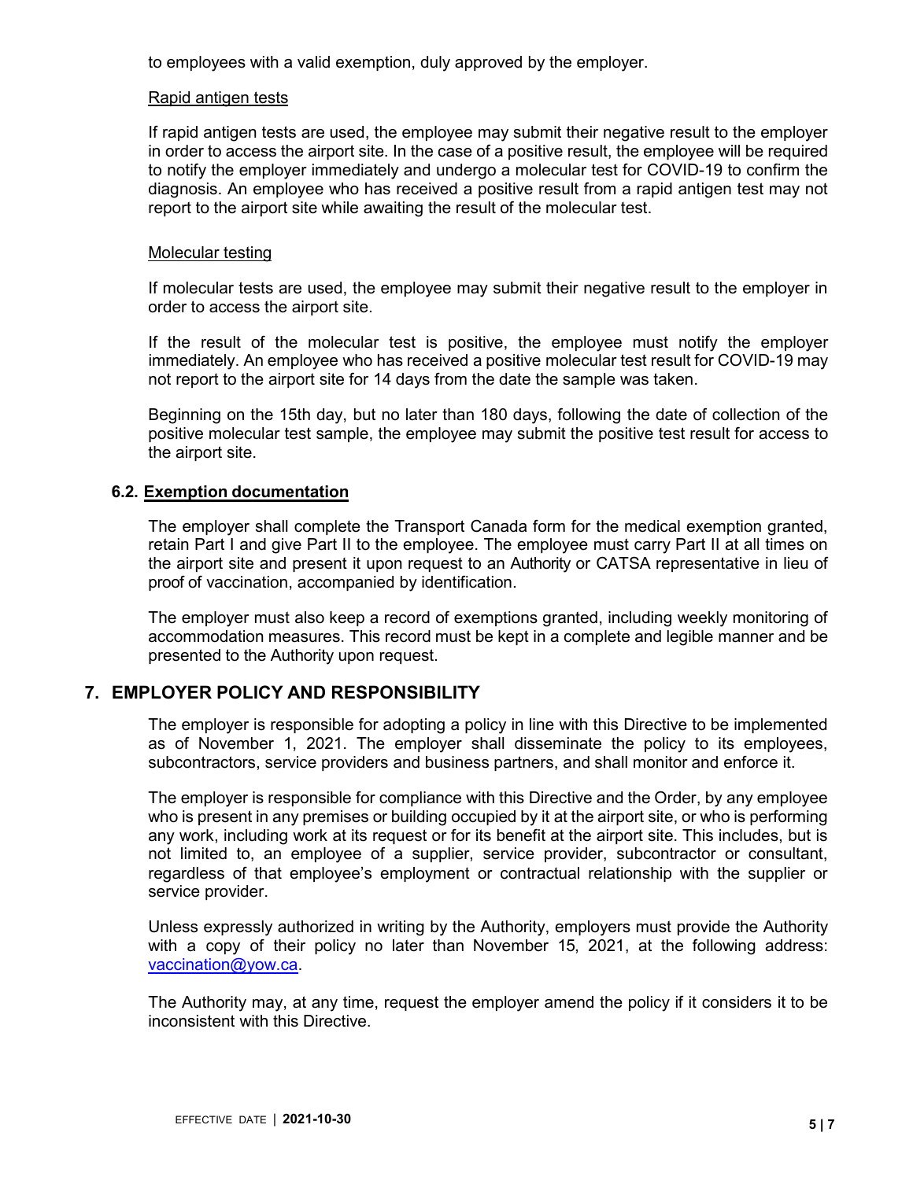to employees with a valid exemption, duly approved by the employer.

Rapid antigen tests

If rapid antigen tests are used, the employee may submit their negative result to the employer in order to access the airport site. In the case of a positive result, the employee will be required to notify the employer immediately and undergo a molecular test for COVID-19 to confirm the diagnosis. An employee who has received a positive result from a rapid antigen test may not report to the airport site while awaiting the result of the molecular test.

Molecular testing

If molecular tests are used, the employee may submit their negative result to the employer in order to access the airport site.

If the result of the molecular test is positive, the employee must notify the employer immediately. An employee who has received a positive molecular test result for COVID-19 may not report to the airport site for 14 days from the date the sample was taken.

Beginning on the 15th day, but no later than 180 days, following the date of collection of the positive molecular test sample, the employee may submit the positive test result for access to the airport site.

### 6.2. Exemption documentation

The employer shall complete the Transport Canada form for the medical exemption granted, retain Part I and give Part II to the employee. The employee must carry Part II at all times on the airport site and present it upon request to an Authority or CATSA representative in lieu of proof of vaccination, accompanied by identification.

The employer must also keep a record of exemptions granted, including weekly monitoring of accommodation measures. This record must be kept in a complete and legible manner and be presented to the Authority upon request.

## 7. EMPLOYER POLICY AND RESPONSIBILITY

The employer is responsible for adopting a policy in line with this Directive to be implemented as of November 1, 2021. The employer shall disseminate the policy to its employees, subcontractors, service providers and business partners, and shall monitor and enforce it.

The employer is responsible for compliance with this Directive and the Order, by any employee who is present in any premises or building occupied by it at the airport site, or who is performing any work, including work at its request or for its benefit at the airport site. This includes, but is not limited to, an employee of a supplier, service provider, subcontractor or consultant, regardless of that employee's employment or contractual relationship with the supplier or service provider.

Unless expressly authorized in writing by the Authority, employers must provide the Authority with a copy of their policy no later than November 15, 2021, at the following address: vaccination@yow.ca.

The Authority may, at any time, request the employer amend the policy if it considers it to be inconsistent with this Directive.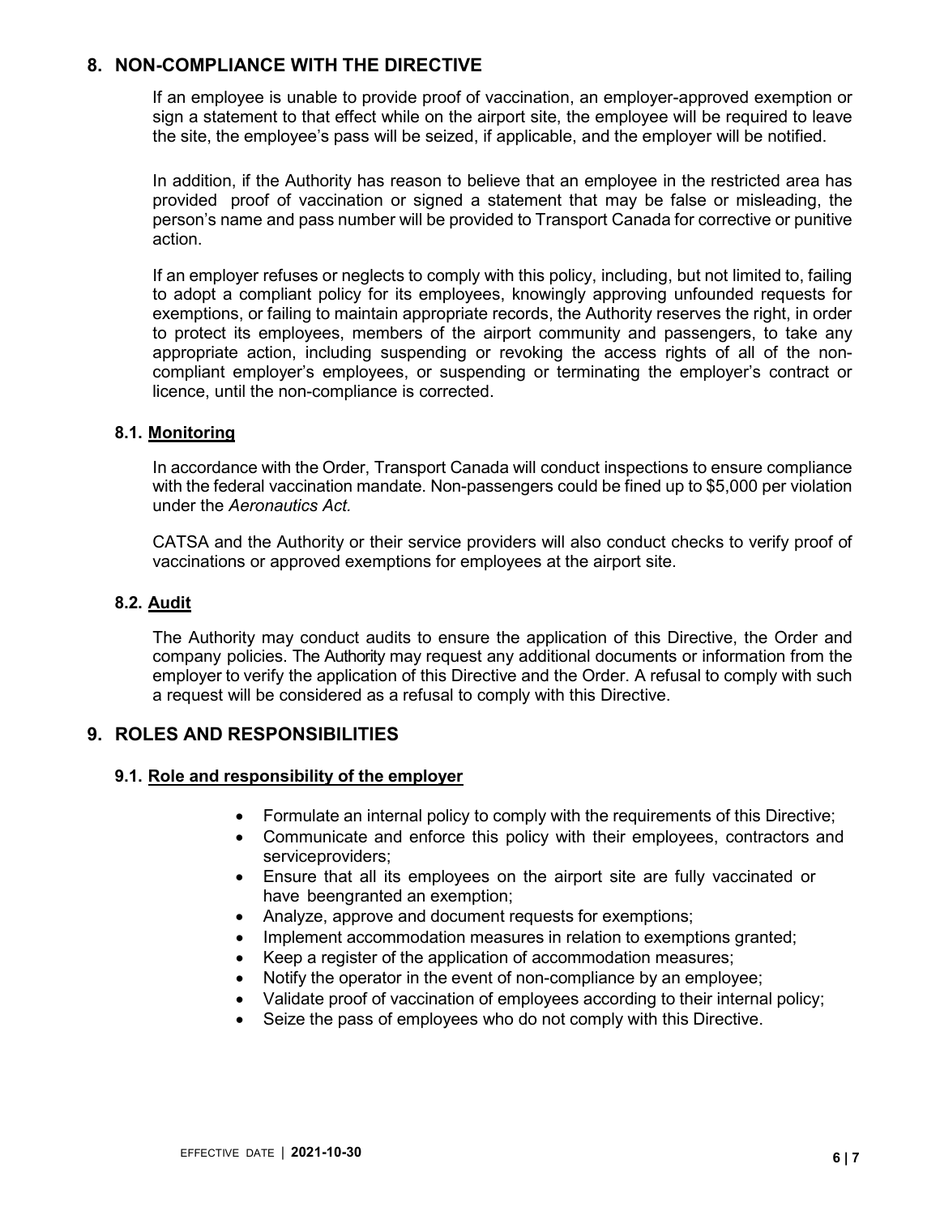## 8. NON-COMPLIANCE WITH THE DIRECTIVE

If an employee is unable to provide proof of vaccination, an employer-approved exemption or sign a statement to that effect while on the airport site, the employee will be required to leave the site, the employee's pass will be seized, if applicable, and the employer will be notified.

In addition, if the Authority has reason to believe that an employee in the restricted area has provided proof of vaccination or signed a statement that may be false or misleading, the person's name and pass number will be provided to Transport Canada for corrective or punitive action.

If an employer refuses or neglects to comply with this policy, including, but not limited to, failing to adopt a compliant policy for its employees, knowingly approving unfounded requests for exemptions, or failing to maintain appropriate records, the Authority reserves the right, in order to protect its employees, members of the airport community and passengers, to take any appropriate action, including suspending or revoking the access rights of all of the non-compliant employer's employees, or suspending or terminating the employer's contract or licence, until the non-compliance is corrected.

### 8.1. Monitoring

In accordance with the Order, Transport Canada will conduct inspections to ensure compliance with the federal vaccination mandate. Non-passengers could be fined up to $5,000 per violation under the *Aeronautics Act.*

CATSA and the Authority or their service providers will also conduct checks to verify proof of vaccinations or approved exemptions for employees at the airport site.

### 8.2. Audit

The Authority may conduct audits to ensure the application of this Directive, the Order and company policies. The Authority may request any additional documents or information from the employer to verify the application of this Directive and the Order. A refusal to comply with such a request will be considered as a refusal to comply with this Directive.

## 9. ROLES AND RESPONSIBILITIES

### 9.1. Role and responsibility of the employer

- Formulate an internal policy to comply with the requirements of this Directive;
- Communicate and enforce this policy with their employees, contractors and serviceproviders;
- Ensure that all its employees on the airport site are fully vaccinated or have beengranted an exemption;
- Analyze, approve and document requests for exemptions;
- Implement accommodation measures in relation to exemptions granted;
- Keep a register of the application of accommodation measures;
- Notify the operator in the event of non-compliance by an employee;
- Validate proof of vaccination of employees according to their internal policy;
- Seize the pass of employees who do not comply with this Directive.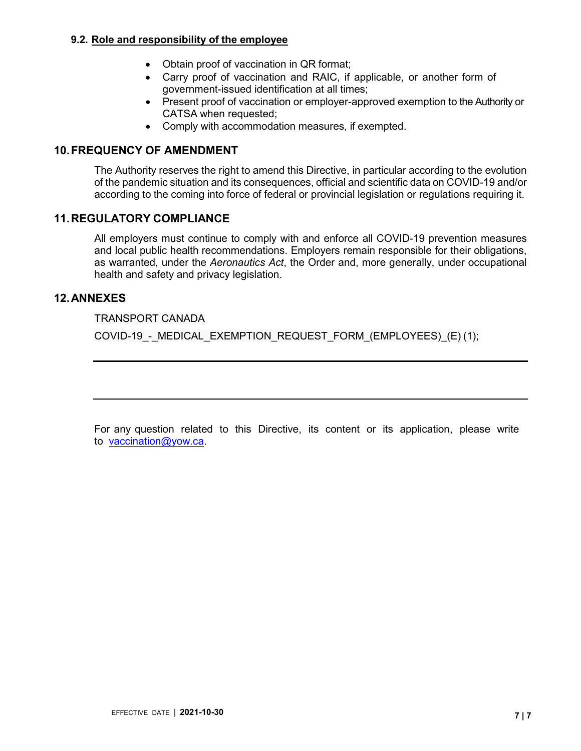### 9.2. Role and responsibility of the employee

- Obtain proof of vaccination in QR format;
- Carry proof of vaccination and RAIC, if applicable, or another form of government-issued identification at all times;
- Present proof of vaccination or employer-approved exemption to the Authority or CATSA when requested;
- Comply with accommodation measures, if exempted.

## 10. FREQUENCY OF AMENDMENT

The Authority reserves the right to amend this Directive, in particular according to the evolution of the pandemic situation and its consequences, official and scientific data on COVID-19 and/or according to the coming into force of federal or provincial legislation or regulations requiring it.

## 11. REGULATORY COMPLIANCE

All employers must continue to comply with and enforce all COVID-19 prevention measures and local public health recommendations. Employers remain responsible for their obligations, as warranted, under the *Aeronautics Act*, the Order and, more generally, under occupational health and safety and privacy legislation.

## 12. ANNEXES

TRANSPORT CANADA

COVID-19_-_MEDICAL_EXEMPTION_REQUEST_FORM_(EMPLOYEES)_(E) (1);

---

---

For any question related to this Directive, its content or its application, please write to vaccination@yow.ca.

EFFECTIVE DATE | **2021-10-30**